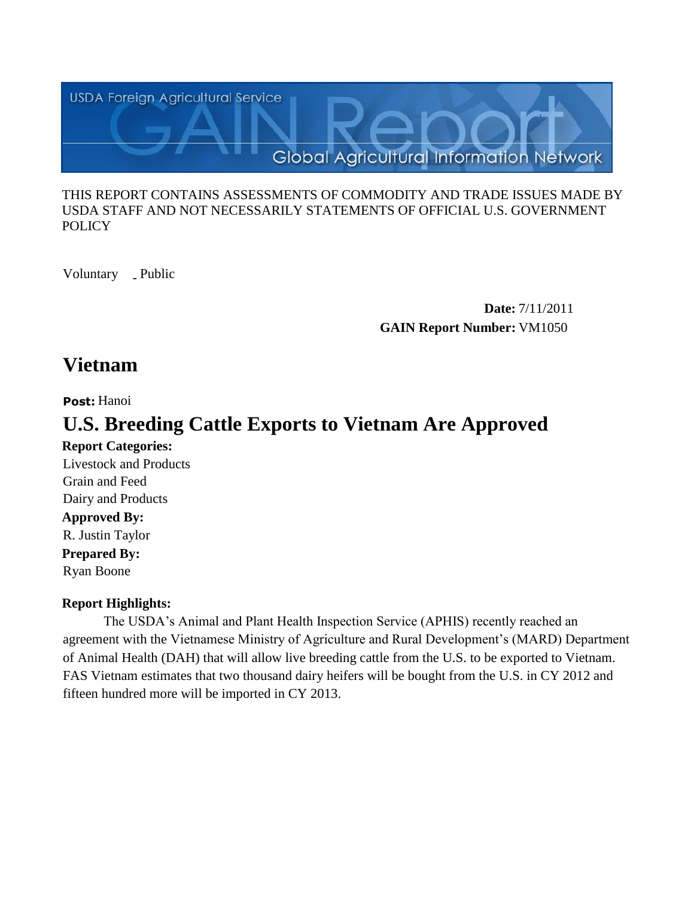THIS REPORT CONTAINS ASSESSMENTS OF COMMODITY AND TRADE ISSUES MADE BY USDA STAFF AND NOT NECESSARILY STATEMENTS OF OFFICIAL U.S. GOVERNMENT POLICY

Voluntary _ Public

**Date:** 7/11/2011

**GAIN Report Number:** VM1050

# Vietnam

**Post:** Hanoi

# U.S. Breeding Cattle Exports to Vietnam Are Approved

**Report Categories:**

Livestock and Products

Grain and Feed

Dairy and Products

**Approved By:**

R. Justin Taylor

**Prepared By:**

Ryan Boone

**Report Highlights:**

The USDA's Animal and Plant Health Inspection Service (APHIS) recently reached an agreement with the Vietnamese Ministry of Agriculture and Rural Development's (MARD) Department of Animal Health (DAH) that will allow live breeding cattle from the U.S. to be exported to Vietnam. FAS Vietnam estimates that two thousand dairy heifers will be bought from the U.S. in CY 2012 and fifteen hundred more will be imported in CY 2013.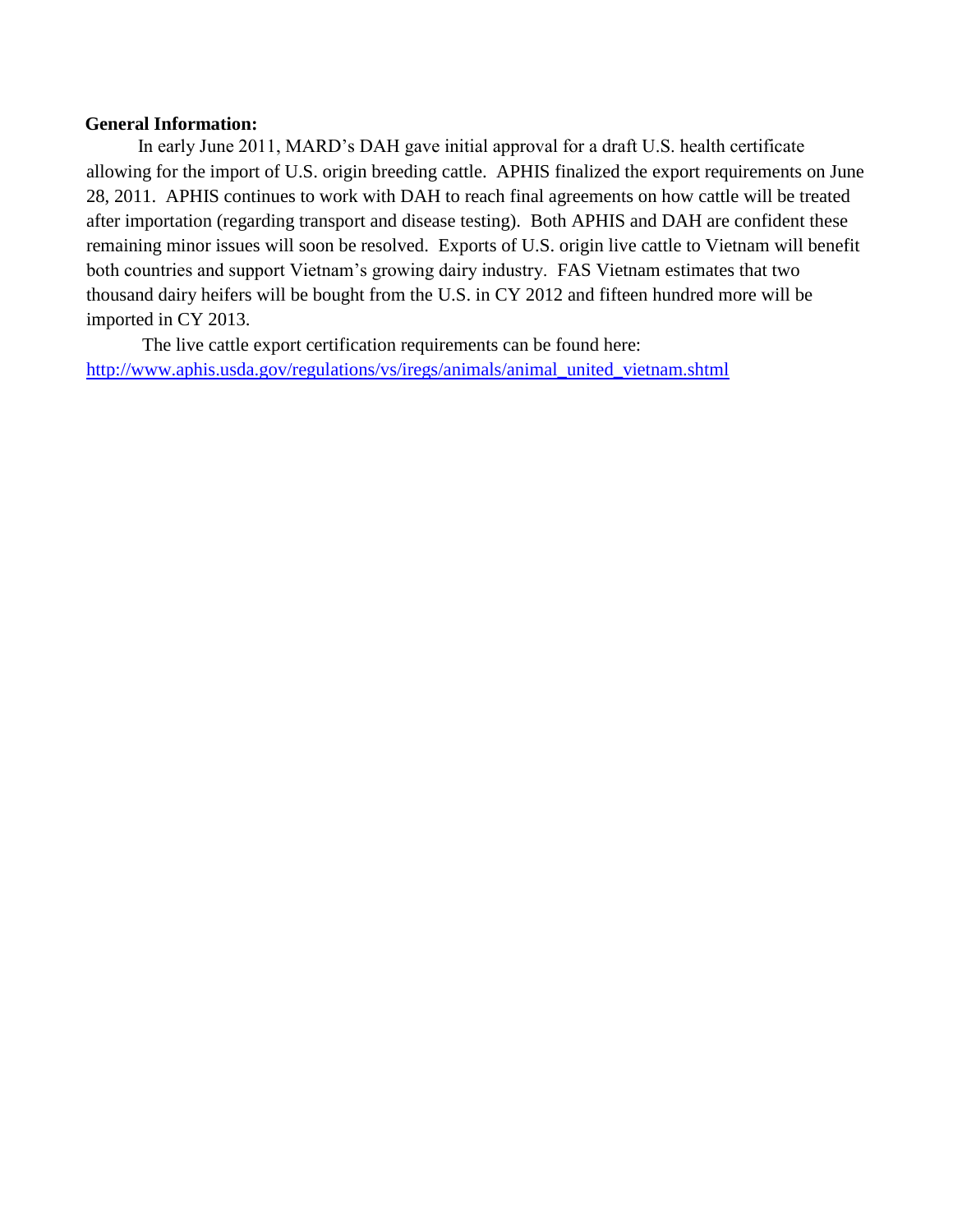**General Information:**

In early June 2011, MARD's DAH gave initial approval for a draft U.S. health certificate allowing for the import of U.S. origin breeding cattle. APHIS finalized the export requirements on June 28, 2011. APHIS continues to work with DAH to reach final agreements on how cattle will be treated after importation (regarding transport and disease testing). Both APHIS and DAH are confident these remaining minor issues will soon be resolved. Exports of U.S. origin live cattle to Vietnam will benefit both countries and support Vietnam's growing dairy industry. FAS Vietnam estimates that two thousand dairy heifers will be bought from the U.S. in CY 2012 and fifteen hundred more will be imported in CY 2013.

The live cattle export certification requirements can be found here: [http://www.aphis.usda.gov/regulations/vs/iregs/animals/animal_united_vietnam.shtml](http://www.aphis.usda.gov/regulations/vs/iregs/animals/animal_united_vietnam.shtml)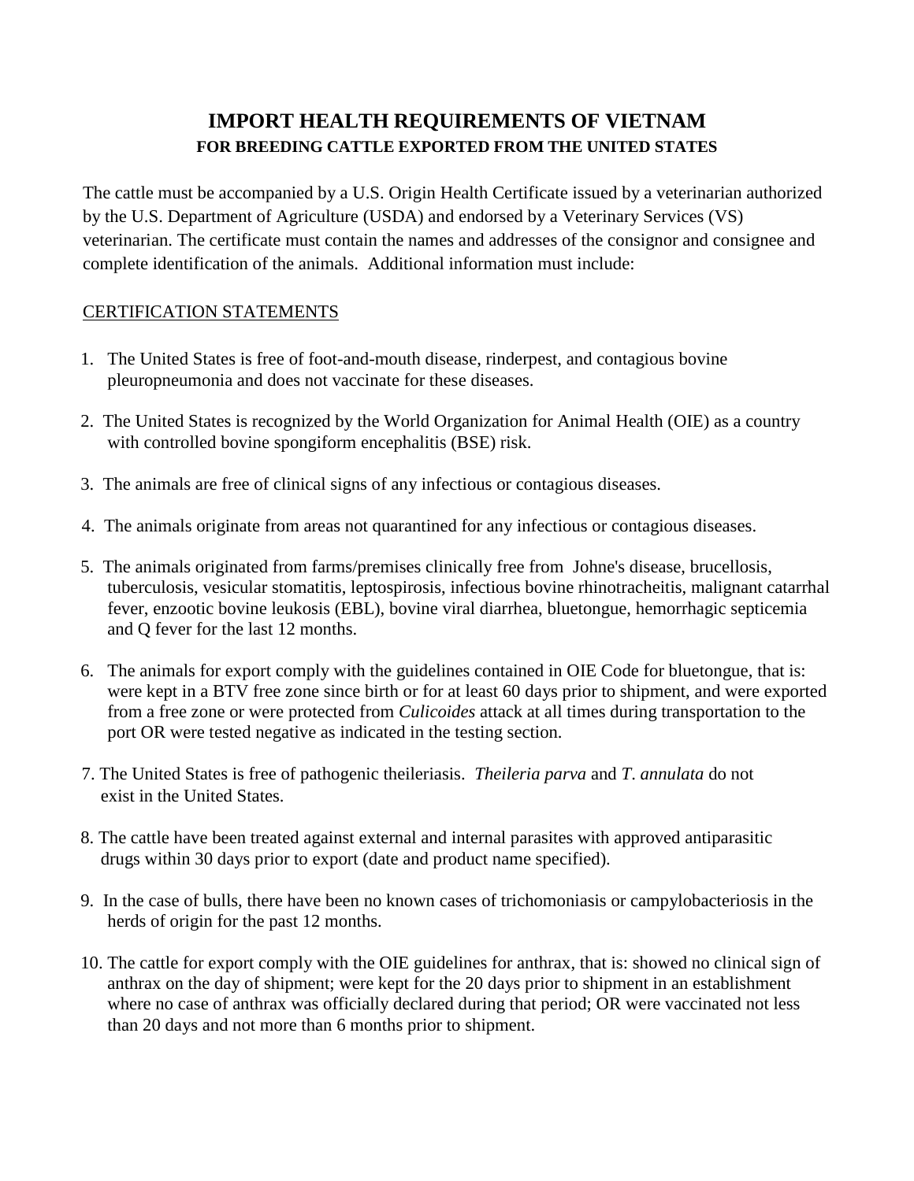# IMPORT HEALTH REQUIREMENTS OF VIETNAM

## FOR BREEDING CATTLE EXPORTED FROM THE UNITED STATES

The cattle must be accompanied by a U.S. Origin Health Certificate issued by a veterinarian authorized by the U.S. Department of Agriculture (USDA) and endorsed by a Veterinary Services (VS) veterinarian. The certificate must contain the names and addresses of the consignor and consignee and complete identification of the animals. Additional information must include:

CERTIFICATION STATEMENTS

1. The United States is free of foot-and-mouth disease, rinderpest, and contagious bovine pleuropneumonia and does not vaccinate for these diseases.

2. The United States is recognized by the World Organization for Animal Health (OIE) as a country with controlled bovine spongiform encephalitis (BSE) risk.

3. The animals are free of clinical signs of any infectious or contagious diseases.

4. The animals originate from areas not quarantined for any infectious or contagious diseases.

5. The animals originated from farms/premises clinically free from Johne's disease, brucellosis, tuberculosis, vesicular stomatitis, leptospirosis, infectious bovine rhinotracheitis, malignant catarrhal fever, enzootic bovine leukosis (EBL), bovine viral diarrhea, bluetongue, hemorrhagic septicemia and Q fever for the last 12 months.

6. The animals for export comply with the guidelines contained in OIE Code for bluetongue, that is: were kept in a BTV free zone since birth or for at least 60 days prior to shipment, and were exported from a free zone or were protected from *Culicoides* attack at all times during transportation to the port OR were tested negative as indicated in the testing section.

7. The United States is free of pathogenic theileriasis. *Theileria parva* and *T. annulata* do not exist in the United States.

8. The cattle have been treated against external and internal parasites with approved antiparasitic drugs within 30 days prior to export (date and product name specified).

9. In the case of bulls, there have been no known cases of trichomoniasis or campylobacteriosis in the herds of origin for the past 12 months.

10. The cattle for export comply with the OIE guidelines for anthrax, that is: showed no clinical sign of anthrax on the day of shipment; were kept for the 20 days prior to shipment in an establishment where no case of anthrax was officially declared during that period; OR were vaccinated not less than 20 days and not more than 6 months prior to shipment.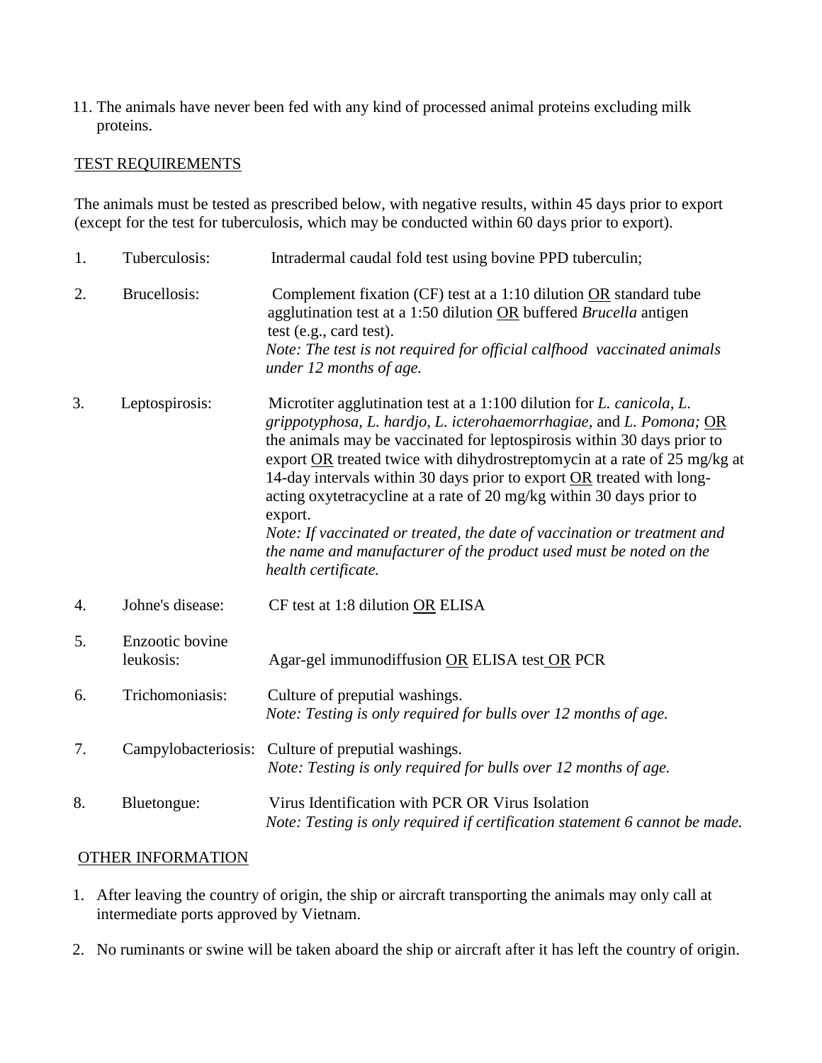11. The animals have never been fed with any kind of processed animal proteins excluding milk proteins.

## TEST REQUIREMENTS

The animals must be tested as prescribed below, with negative results, within 45 days prior to export (except for the test for tuberculosis, which may be conducted within 60 days prior to export).

| | | |
|---|---|---|
| 1. | Tuberculosis: | Intradermal caudal fold test using bovine PPD tuberculin; |
| 2. | Brucellosis: | Complement fixation (CF) test at a 1:10 dilution OR standard tube agglutination test at a 1:50 dilution OR buffered *Brucella* antigen test (e.g., card test). *Note: The test is not required for official calfhood vaccinated animals under 12 months of age.* |
| 3. | Leptospirosis: | Microtiter agglutination test at a 1:100 dilution for *L. canicola*, *L. grippotyphosa*, *L. hardjo*, *L. icterohaemorrhagiae*, and *L. Pomona;* OR the animals may be vaccinated for leptospirosis within 30 days prior to export OR treated twice with dihydrostreptomycin at a rate of 25 mg/kg at 14-day intervals within 30 days prior to export OR treated with long-acting oxytetracycline at a rate of 20 mg/kg within 30 days prior to export. *Note: If vaccinated or treated, the date of vaccination or treatment and the name and manufacturer of the product used must be noted on the health certificate.* |
| 4. | Johne's disease: | CF test at 1:8 dilution OR ELISA |
| 5. | Enzootic bovine leukosis: | Agar-gel immunodiffusion OR ELISA test OR PCR |
| 6. | Trichomoniasis: | Culture of preputial washings. *Note: Testing is only required for bulls over 12 months of age.* |
| 7. | Campylobacteriosis: | Culture of preputial washings. *Note: Testing is only required for bulls over 12 months of age.* |
| 8. | Bluetongue: | Virus Identification with PCR OR Virus Isolation *Note: Testing is only required if certification statement 6 cannot be made.* |

## OTHER INFORMATION

1. After leaving the country of origin, the ship or aircraft transporting the animals may only call at intermediate ports approved by Vietnam.
2. No ruminants or swine will be taken aboard the ship or aircraft after it has left the country of origin.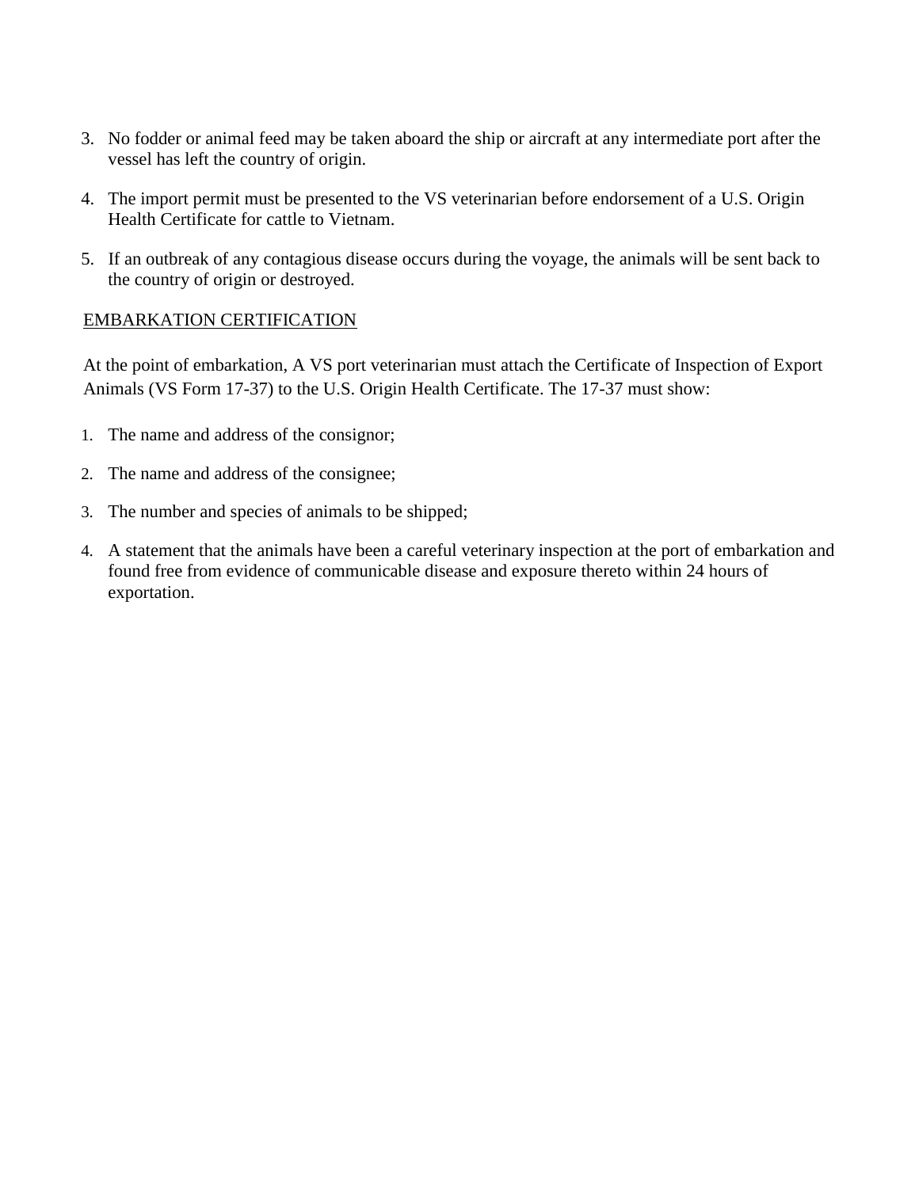3. No fodder or animal feed may be taken aboard the ship or aircraft at any intermediate port after the vessel has left the country of origin.

4. The import permit must be presented to the VS veterinarian before endorsement of a U.S. Origin Health Certificate for cattle to Vietnam.

5. If an outbreak of any contagious disease occurs during the voyage, the animals will be sent back to the country of origin or destroyed.

<u>EMBARKATION CERTIFICATION</u>

At the point of embarkation, A VS port veterinarian must attach the Certificate of Inspection of Export Animals (VS Form 17-37) to the U.S. Origin Health Certificate. The 17-37 must show:

1. The name and address of the consignor;

2. The name and address of the consignee;

3. The number and species of animals to be shipped;

4. A statement that the animals have been a careful veterinary inspection at the port of embarkation and found free from evidence of communicable disease and exposure thereto within 24 hours of exportation.